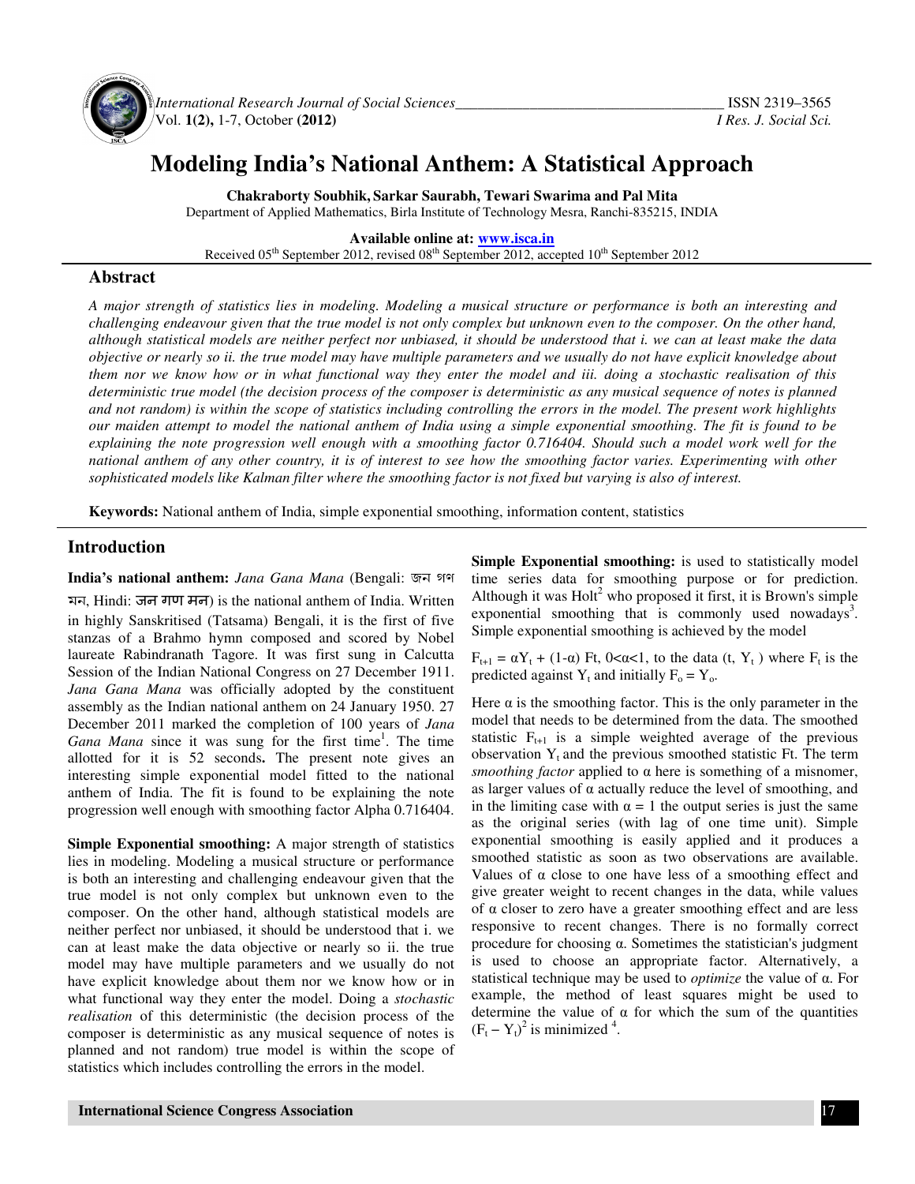# Modeling India's National Anthem: A Statistical Approach

**Chakraborty Soubhik, Sarkar Saurabh, Tewari Swarima and Pal Mita**

Department of Applied Mathematics, Birla Institute of Technology Mesra, Ranchi-835215, INDIA

**Available online at: www.isca.in**

Received 05th September 2012, revised 08th September 2012, accepted 10th September 2012

## Abstract

*A major strength of statistics lies in modeling. Modeling a musical structure or performance is both an interesting and challenging endeavour given that the true model is not only complex but unknown even to the composer. On the other hand, although statistical models are neither perfect nor unbiased, it should be understood that i. we can at least make the data objective or nearly so ii. the true model may have multiple parameters and we usually do not have explicit knowledge about them nor we know how or in what functional way they enter the model and iii. doing a stochastic realisation of this deterministic true model (the decision process of the composer is deterministic as any musical sequence of notes is planned and not random) is within the scope of statistics including controlling the errors in the model. The present work highlights our maiden attempt to model the national anthem of India using a simple exponential smoothing. The fit is found to be explaining the note progression well enough with a smoothing factor 0.716404. Should such a model work well for the national anthem of any other country, it is of interest to see how the smoothing factor varies. Experimenting with other sophisticated models like Kalman filter where the smoothing factor is not fixed but varying is also of interest.*

**Keywords:** National anthem of India, simple exponential smoothing, information content, statistics

## Introduction

**India's national anthem:** *Jana Gana Mana* (Bengali: জন গণ মন, Hindi: जन गण मन) is the national anthem of India. Written in highly Sanskritised (Tatsama) Bengali, it is the first of five stanzas of a Brahmo hymn composed and scored by Nobel laureate Rabindranath Tagore. It was first sung in Calcutta Session of the Indian National Congress on 27 December 1911. *Jana Gana Mana* was officially adopted by the constituent assembly as the Indian national anthem on 24 January 1950. 27 December 2011 marked the completion of 100 years of *Jana Gana Mana* since it was sung for the first time[1]. The time allotted for it is 52 seconds**.** The present note gives an interesting simple exponential model fitted to the national anthem of India. The fit is found to be explaining the note progression well enough with smoothing factor Alpha 0.716404.

**Simple Exponential smoothing:** A major strength of statistics lies in modeling. Modeling a musical structure or performance is both an interesting and challenging endeavour given that the true model is not only complex but unknown even to the composer. On the other hand, although statistical models are neither perfect nor unbiased, it should be understood that i. we can at least make the data objective or nearly so ii. the true model may have multiple parameters and we usually do not have explicit knowledge about them nor we know how or in what functional way they enter the model. Doing a *stochastic realisation* of this deterministic (the decision process of the composer is deterministic as any musical sequence of notes is planned and not random) true model is within the scope of statistics which includes controlling the errors in the model.

**Simple Exponential smoothing:** is used to statistically model time series data for smoothing purpose or for prediction. Although it was Holt[2] who proposed it first, it is Brown's simple exponential smoothing that is commonly used nowadays[3]. Simple exponential smoothing is achieved by the model

$F_{t+1} = \alpha Y_t + (1-\alpha) F_t$, $0<\alpha<1$, to the data $(t, Y_t)$ where $F_t$ is the predicted against $Y_t$ and initially $F_o = Y_o$.

Here $\alpha$ is the smoothing factor. This is the only parameter in the model that needs to be determined from the data. The smoothed statistic $F_{t+1}$ is a simple weighted average of the previous observation $Y_t$ and the previous smoothed statistic Ft. The term *smoothing factor* applied to $\alpha$ here is something of a misnomer, as larger values of $\alpha$ actually reduce the level of smoothing, and in the limiting case with $\alpha = 1$ the output series is just the same as the original series (with lag of one time unit). Simple exponential smoothing is easily applied and it produces a smoothed statistic as soon as two observations are available. Values of $\alpha$ close to one have less of a smoothing effect and give greater weight to recent changes in the data, while values of $\alpha$ closer to zero have a greater smoothing effect and are less responsive to recent changes. There is no formally correct procedure for choosing $\alpha$. Sometimes the statistician's judgment is used to choose an appropriate factor. Alternatively, a statistical technique may be used to *optimize* the value of $\alpha$. For example, the method of least squares might be used to determine the value of $\alpha$ for which the sum of the quantities $(F_t - Y_t)^2$ is minimized [4].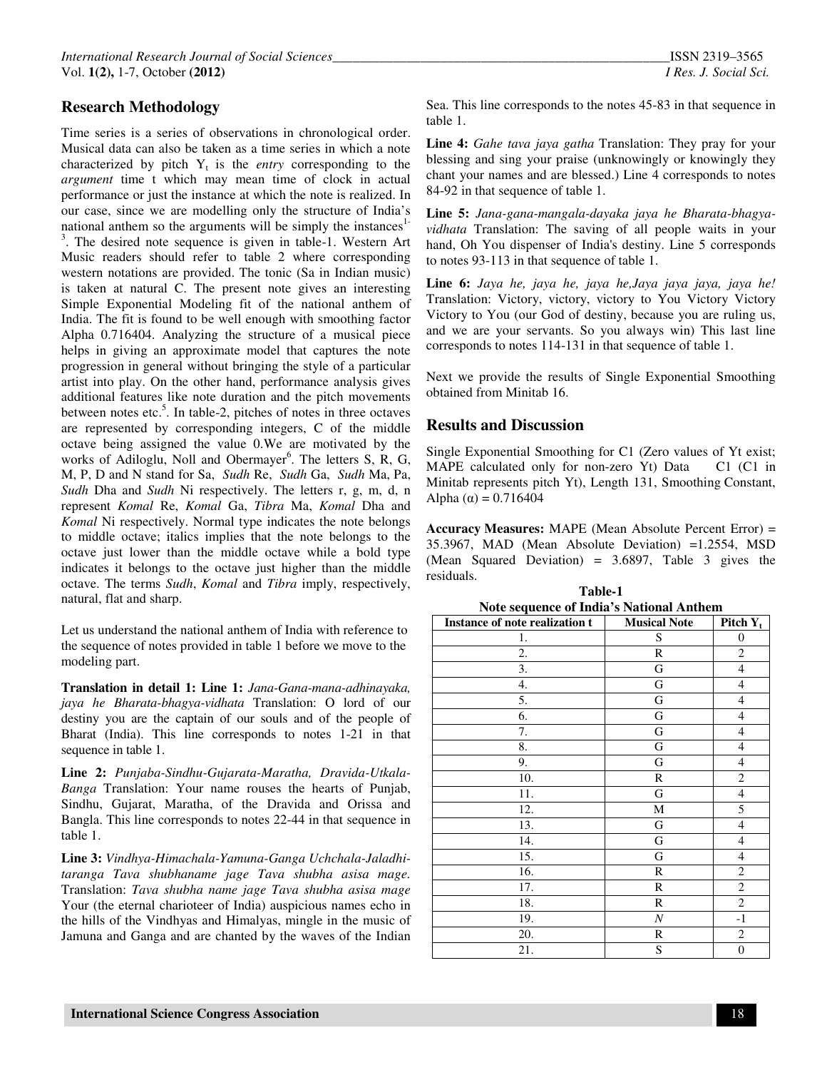## Research Methodology

Time series is a series of observations in chronological order. Musical data can also be taken as a time series in which a note characterized by pitch $Y_t$ is the *entry* corresponding to the *argument* time t which may mean time of clock in actual performance or just the instance at which the note is realized. In our case, since we are modelling only the structure of India's national anthem so the arguments will be simply the instances[1-3]. The desired note sequence is given in table-1. Western Art Music readers should refer to table 2 where corresponding western notations are provided. The tonic (Sa in Indian music) is taken at natural C. The present note gives an interesting Simple Exponential Modeling fit of the national anthem of India. The fit is found to be well enough with smoothing factor Alpha 0.716404. Analyzing the structure of a musical piece helps in giving an approximate model that captures the note progression in general without bringing the style of a particular artist into play. On the other hand, performance analysis gives additional features like note duration and the pitch movements between notes etc.[5]. In table-2, pitches of notes in three octaves are represented by corresponding integers, C of the middle octave being assigned the value 0.We are motivated by the works of Adiloglu, Noll and Obermayer[6]. The letters S, R, G, M, P, D and N stand for Sa, *Sudh* Re, *Sudh* Ga, *Sudh* Ma, Pa, *Sudh* Dha and *Sudh* Ni respectively. The letters r, g, m, d, n represent *Komal* Re, *Komal* Ga, *Tibra* Ma, *Komal* Dha and *Komal* Ni respectively. Normal type indicates the note belongs to middle octave; italics implies that the note belongs to the octave just lower than the middle octave while a bold type indicates it belongs to the octave just higher than the middle octave. The terms *Sudh*, *Komal* and *Tibra* imply, respectively, natural, flat and sharp.

Let us understand the national anthem of India with reference to the sequence of notes provided in table 1 before we move to the modeling part.

**Translation in detail 1: Line 1:** *Jana-Gana-mana-adhinayaka, jaya he Bharata-bhagya-vidhata* Translation: O lord of our destiny you are the captain of our souls and of the people of Bharat (India). This line corresponds to notes 1-21 in that sequence in table 1.

**Line 2:** *Punjaba-Sindhu-Gujarata-Maratha, Dravida-Utkala-Banga* Translation: Your name rouses the hearts of Punjab, Sindhu, Gujarat, Maratha, of the Dravida and Orissa and Bangla. This line corresponds to notes 22-44 in that sequence in table 1.

**Line 3:** *Vindhya-Himachala-Yamuna-Ganga Uchchala-Jaladhi-taranga Tava shubhaname jage Tava shubha asisa mage.* Translation: *Tava shubha name jage Tava shubha asisa mage* Your (the eternal charioteer of India) auspicious names echo in the hills of the Vindhyas and Himalyas, mingle in the music of Jamuna and Ganga and are chanted by the waves of the Indian Sea. This line corresponds to the notes 45-83 in that sequence in table 1.

**Line 4:** *Gahe tava jaya gatha* Translation: They pray for your blessing and sing your praise (unknowingly or knowingly they chant your names and are blessed.) Line 4 corresponds to notes 84-92 in that sequence of table 1.

**Line 5:** *Jana-gana-mangala-dayaka jaya he Bharata-bhagya-vidhata* Translation: The saving of all people waits in your hand, Oh You dispenser of India's destiny. Line 5 corresponds to notes 93-113 in that sequence of table 1.

**Line 6:** *Jaya he, jaya he, jaya he,Jaya jaya jaya, jaya he!* Translation: Victory, victory, victory to You Victory Victory Victory to You (our God of destiny, because you are ruling us, and we are your servants. So you always win) This last line corresponds to notes 114-131 in that sequence of table 1.

Next we provide the results of Single Exponential Smoothing obtained from Minitab 16.

## Results and Discussion

Single Exponential Smoothing for C1 (Zero values of Yt exist; MAPE calculated only for non-zero Yt) Data C1 (C1 in Minitab represents pitch Yt), Length 131, Smoothing Constant, Alpha ($\alpha$) = 0.716404

**Accuracy Measures:** MAPE (Mean Absolute Percent Error) = 35.3967, MAD (Mean Absolute Deviation) =1.2554, MSD (Mean Squared Deviation) = 3.6897, Table 3 gives the residuals.

**Table-1**
**Note sequence of India's National Anthem**

| Instance of note realization t | Musical Note | Pitch $Y_t$ |
|---|---|---|
| 1. | S | 0 |
| 2. | R | 2 |
| 3. | G | 4 |
| 4. | G | 4 |
| 5. | G | 4 |
| 6. | G | 4 |
| 7. | G | 4 |
| 8. | G | 4 |
| 9. | G | 4 |
| 10. | R | 2 |
| 11. | G | 4 |
| 12. | M | 5 |
| 13. | G | 4 |
| 14. | G | 4 |
| 15. | G | 4 |
| 16. | R | 2 |
| 17. | R | 2 |
| 18. | R | 2 |
| 19. | *N* | -1 |
| 20. | R | 2 |
| 21. | S | 0 |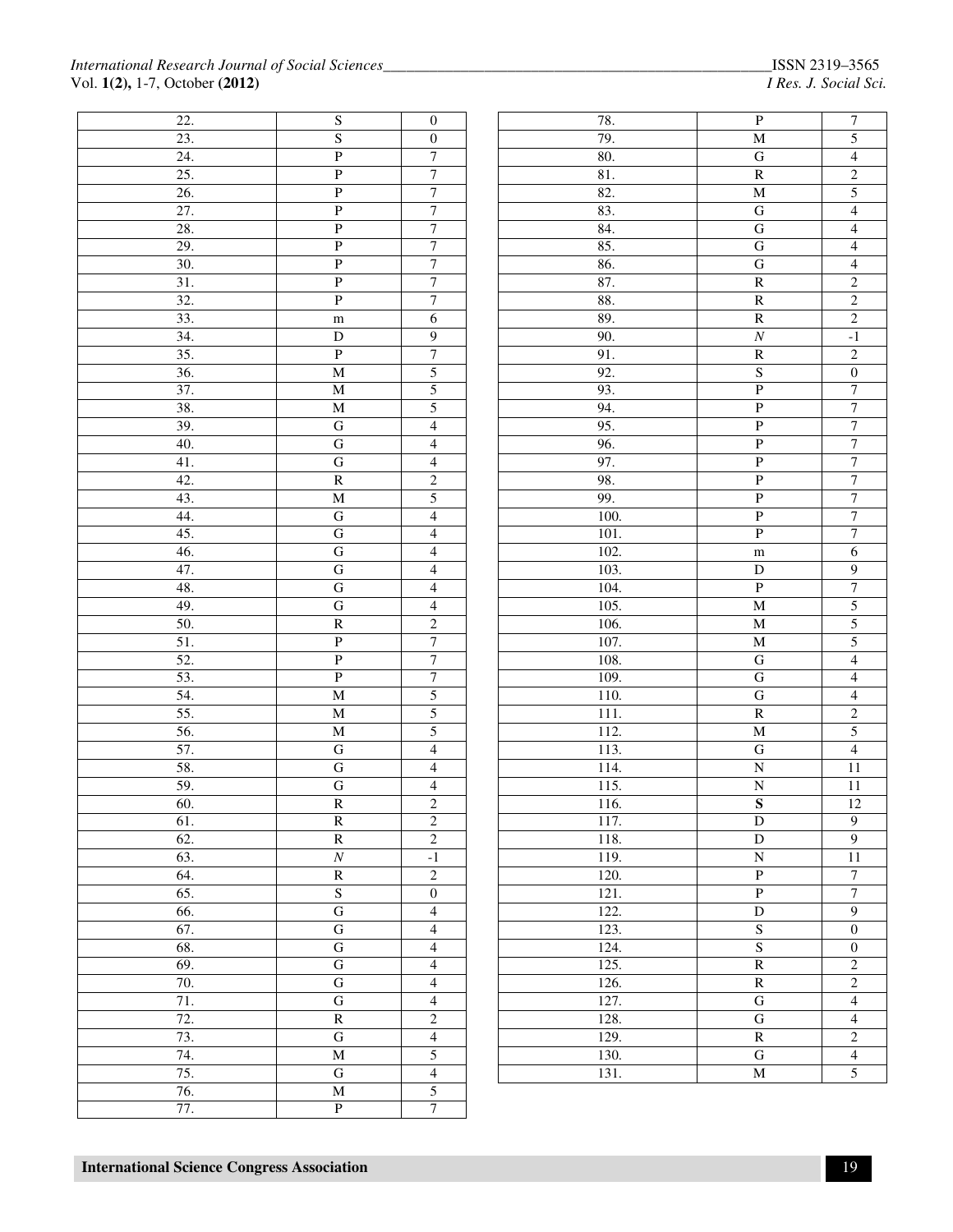| | | |
|---|---|---|
| 22. | S | 0 |
| 23. | S | 0 |
| 24. | P | 7 |
| 25. | P | 7 |
| 26. | P | 7 |
| 27. | P | 7 |
| 28. | P | 7 |
| 29. | P | 7 |
| 30. | P | 7 |
| 31. | P | 7 |
| 32. | P | 7 |
| 33. | m | 6 |
| 34. | D | 9 |
| 35. | P | 7 |
| 36. | M | 5 |
| 37. | M | 5 |
| 38. | M | 5 |
| 39. | G | 4 |
| 40. | G | 4 |
| 41. | G | 4 |
| 42. | R | 2 |
| 43. | M | 5 |
| 44. | G | 4 |
| 45. | G | 4 |
| 46. | G | 4 |
| 47. | G | 4 |
| 48. | G | 4 |
| 49. | G | 4 |
| 50. | R | 2 |
| 51. | P | 7 |
| 52. | P | 7 |
| 53. | P | 7 |
| 54. | M | 5 |
| 55. | M | 5 |
| 56. | M | 5 |
| 57. | G | 4 |
| 58. | G | 4 |
| 59. | G | 4 |
| 60. | R | 2 |
| 61. | R | 2 |
| 62. | R | 2 |
| 63. | *N* | -1 |
| 64. | R | 2 |
| 65. | S | 0 |
| 66. | G | 4 |
| 67. | G | 4 |
| 68. | G | 4 |
| 69. | G | 4 |
| 70. | G | 4 |
| 71. | G | 4 |
| 72. | R | 2 |
| 73. | G | 4 |
| 74. | M | 5 |
| 75. | G | 4 |
| 76. | M | 5 |
| 77. | P | 7 |
| 78. | P | 7 |
| 79. | M | 5 |
| 80. | G | 4 |
| 81. | R | 2 |
| 82. | M | 5 |
| 83. | G | 4 |
| 84. | G | 4 |
| 85. | G | 4 |
| 86. | G | 4 |
| 87. | R | 2 |
| 88. | R | 2 |
| 89. | R | 2 |
| 90. | *N* | -1 |
| 91. | R | 2 |
| 92. | S | 0 |
| 93. | P | 7 |
| 94. | P | 7 |
| 95. | P | 7 |
| 96. | P | 7 |
| 97. | P | 7 |
| 98. | P | 7 |
| 99. | P | 7 |
| 100. | P | 7 |
| 101. | P | 7 |
| 102. | m | 6 |
| 103. | D | 9 |
| 104. | P | 7 |
| 105. | M | 5 |
| 106. | M | 5 |
| 107. | M | 5 |
| 108. | G | 4 |
| 109. | G | 4 |
| 110. | G | 4 |
| 111. | R | 2 |
| 112. | M | 5 |
| 113. | G | 4 |
| 114. | N | 11 |
| 115. | N | 11 |
| 116. | **S** | 12 |
| 117. | D | 9 |
| 118. | D | 9 |
| 119. | N | 11 |
| 120. | P | 7 |
| 121. | P | 7 |
| 122. | D | 9 |
| 123. | S | 0 |
| 124. | S | 0 |
| 125. | R | 2 |
| 126. | R | 2 |
| 127. | G | 4 |
| 128. | G | 4 |
| 129. | R | 2 |
| 130. | G | 4 |
| 131. | M | 5 |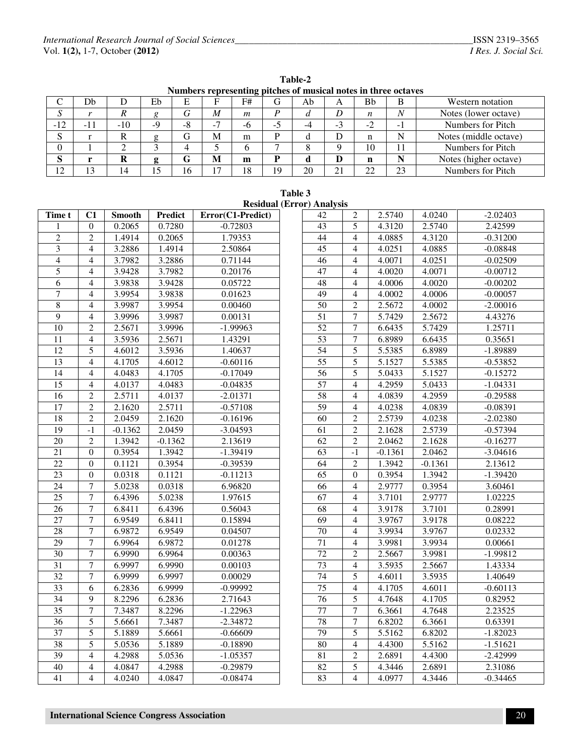**Table-2**
**Numbers representing pitches of musical notes in three octaves**

| C | Db | D | Eb | E | F | F# | G | Ab | A | Bb | B | Western notation |
|---|---|---|---|---|---|---|---|---|---|---|---|---|
| *S* | *r* | *R* | *g* | *G* | *M* | *m* | *P* | *d* | *D* | *n* | *N* | Notes (lower octave) |
| -12 | -11 | -10 | -9 | -8 | -7 | -6 | -5 | -4 | -3 | -2 | -1 | Numbers for Pitch |
| S | r | R | g | G | M | m | P | d | D | n | N | Notes (middle octave) |
| 0 | 1 | 2 | 3 | 4 | 5 | 6 | 7 | 8 | 9 | 10 | 11 | Numbers for Pitch |
| **S** | **r** | **R** | **g** | **G** | **M** | **m** | **P** | **d** | **D** | **n** | **N** | Notes (higher octave) |
| 12 | 13 | 14 | 15 | 16 | 17 | 18 | 19 | 20 | 21 | 22 | 23 | Numbers for Pitch |

**Table 3**
**Residual (Error) Analysis**

| Time t | C1 | Smooth | Predict | Error(C1-Predict) |
|---|---|---|---|---|
| 1 | 0 | 0.2065 | 0.7280 | -0.72803 |
| 2 | 2 | 1.4914 | 0.2065 | 1.79353 |
| 3 | 4 | 3.2886 | 1.4914 | 2.50864 |
| 4 | 4 | 3.7982 | 3.2886 | 0.71144 |
| 5 | 4 | 3.9428 | 3.7982 | 0.20176 |
| 6 | 4 | 3.9838 | 3.9428 | 0.05722 |
| 7 | 4 | 3.9954 | 3.9838 | 0.01623 |
| 8 | 4 | 3.9987 | 3.9954 | 0.00460 |
| 9 | 4 | 3.9996 | 3.9987 | 0.00131 |
| 10 | 2 | 2.5671 | 3.9996 | -1.99963 |
| 11 | 4 | 3.5936 | 2.5671 | 1.43291 |
| 12 | 5 | 4.6012 | 3.5936 | 1.40637 |
| 13 | 4 | 4.1705 | 4.6012 | -0.60116 |
| 14 | 4 | 4.0483 | 4.1705 | -0.17049 |
| 15 | 4 | 4.0137 | 4.0483 | -0.04835 |
| 16 | 2 | 2.5711 | 4.0137 | -2.01371 |
| 17 | 2 | 2.1620 | 2.5711 | -0.57108 |
| 18 | 2 | 2.0459 | 2.1620 | -0.16196 |
| 19 | -1 | -0.1362 | 2.0459 | -3.04593 |
| 20 | 2 | 1.3942 | -0.1362 | 2.13619 |
| 21 | 0 | 0.3954 | 1.3942 | -1.39419 |
| 22 | 0 | 0.1121 | 0.3954 | -0.39539 |
| 23 | 0 | 0.0318 | 0.1121 | -0.11213 |
| 24 | 7 | 5.0238 | 0.0318 | 6.96820 |
| 25 | 7 | 6.4396 | 5.0238 | 1.97615 |
| 26 | 7 | 6.8411 | 6.4396 | 0.56043 |
| 27 | 7 | 6.9549 | 6.8411 | 0.15894 |
| 28 | 7 | 6.9872 | 6.9549 | 0.04507 |
| 29 | 7 | 6.9964 | 6.9872 | 0.01278 |
| 30 | 7 | 6.9990 | 6.9964 | 0.00363 |
| 31 | 7 | 6.9997 | 6.9990 | 0.00103 |
| 32 | 7 | 6.9999 | 6.9997 | 0.00029 |
| 33 | 6 | 6.2836 | 6.9999 | -0.99992 |
| 34 | 9 | 8.2296 | 6.2836 | 2.71643 |
| 35 | 7 | 7.3487 | 8.2296 | -1.22963 |
| 36 | 5 | 5.6661 | 7.3487 | -2.34872 |
| 37 | 5 | 5.1889 | 5.6661 | -0.66609 |
| 38 | 5 | 5.0536 | 5.1889 | -0.18890 |
| 39 | 4 | 4.2988 | 5.0536 | -1.05357 |
| 40 | 4 | 4.0847 | 4.2988 | -0.29879 |
| 41 | 4 | 4.0240 | 4.0847 | -0.08474 |
| 42 | 2 | 2.5740 | 4.0240 | -2.02403 |
| 43 | 5 | 4.3120 | 2.5740 | 2.42599 |
| 44 | 4 | 4.0885 | 4.3120 | -0.31200 |
| 45 | 4 | 4.0251 | 4.0885 | -0.08848 |
| 46 | 4 | 4.0071 | 4.0251 | -0.02509 |
| 47 | 4 | 4.0020 | 4.0071 | -0.00712 |
| 48 | 4 | 4.0006 | 4.0020 | -0.00202 |
| 49 | 4 | 4.0002 | 4.0006 | -0.00057 |
| 50 | 2 | 2.5672 | 4.0002 | -2.00016 |
| 51 | 7 | 5.7429 | 2.5672 | 4.43276 |
| 52 | 7 | 6.6435 | 5.7429 | 1.25711 |
| 53 | 7 | 6.8989 | 6.6435 | 0.35651 |
| 54 | 5 | 5.5385 | 6.8989 | -1.89889 |
| 55 | 5 | 5.1527 | 5.5385 | -0.53852 |
| 56 | 5 | 5.0433 | 5.1527 | -0.15272 |
| 57 | 4 | 4.2959 | 5.0433 | -1.04331 |
| 58 | 4 | 4.0839 | 4.2959 | -0.29588 |
| 59 | 4 | 4.0238 | 4.0839 | -0.08391 |
| 60 | 2 | 2.5739 | 4.0238 | -2.02380 |
| 61 | 2 | 2.1628 | 2.5739 | -0.57394 |
| 62 | 2 | 2.0462 | 2.1628 | -0.16277 |
| 63 | -1 | -0.1361 | 2.0462 | -3.04616 |
| 64 | 2 | 1.3942 | -0.1361 | 2.13612 |
| 65 | 0 | 0.3954 | 1.3942 | -1.39420 |
| 66 | 4 | 2.9777 | 0.3954 | 3.60461 |
| 67 | 4 | 3.7101 | 2.9777 | 1.02225 |
| 68 | 4 | 3.9178 | 3.7101 | 0.28991 |
| 69 | 4 | 3.9767 | 3.9178 | 0.08222 |
| 70 | 4 | 3.9934 | 3.9767 | 0.02332 |
| 71 | 4 | 3.9981 | 3.9934 | 0.00661 |
| 72 | 2 | 2.5667 | 3.9981 | -1.99812 |
| 73 | 4 | 3.5935 | 2.5667 | 1.43334 |
| 74 | 5 | 4.6011 | 3.5935 | 1.40649 |
| 75 | 4 | 4.1705 | 4.6011 | -0.60113 |
| 76 | 5 | 4.7648 | 4.1705 | 0.82952 |
| 77 | 7 | 6.3661 | 4.7648 | 2.23525 |
| 78 | 7 | 6.8202 | 6.3661 | 0.63391 |
| 79 | 5 | 5.5162 | 6.8202 | -1.82023 |
| 80 | 4 | 4.4300 | 5.5162 | -1.51621 |
| 81 | 2 | 2.6891 | 4.4300 | -2.42999 |
| 82 | 5 | 4.3446 | 2.6891 | 2.31086 |
| 83 | 4 | 4.0977 | 4.3446 | -0.34465 |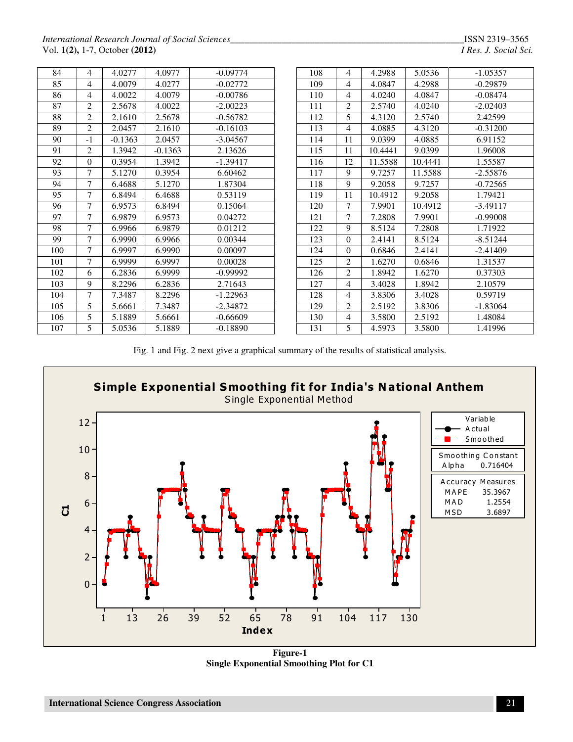| | | | | |
|---|---|---|---|---|
| 84 | 4 | 4.0277 | 4.0977 | -0.09774 |
| 85 | 4 | 4.0079 | 4.0277 | -0.02772 |
| 86 | 4 | 4.0022 | 4.0079 | -0.00786 |
| 87 | 2 | 2.5678 | 4.0022 | -2.00223 |
| 88 | 2 | 2.1610 | 2.5678 | -0.56782 |
| 89 | 2 | 2.0457 | 2.1610 | -0.16103 |
| 90 | -1 | -0.1363 | 2.0457 | -3.04567 |
| 91 | 2 | 1.3942 | -0.1363 | 2.13626 |
| 92 | 0 | 0.3954 | 1.3942 | -1.39417 |
| 93 | 7 | 5.1270 | 0.3954 | 6.60462 |
| 94 | 7 | 6.4688 | 5.1270 | 1.87304 |
| 95 | 7 | 6.8494 | 6.4688 | 0.53119 |
| 96 | 7 | 6.9573 | 6.8494 | 0.15064 |
| 97 | 7 | 6.9879 | 6.9573 | 0.04272 |
| 98 | 7 | 6.9966 | 6.9879 | 0.01212 |
| 99 | 7 | 6.9990 | 6.9966 | 0.00344 |
| 100 | 7 | 6.9997 | 6.9990 | 0.00097 |
| 101 | 7 | 6.9999 | 6.9997 | 0.00028 |
| 102 | 6 | 6.2836 | 6.9999 | -0.99992 |
| 103 | 9 | 8.2296 | 6.2836 | 2.71643 |
| 104 | 7 | 7.3487 | 8.2296 | -1.22963 |
| 105 | 5 | 5.6661 | 7.3487 | -2.34872 |
| 106 | 5 | 5.1889 | 5.6661 | -0.66609 |
| 107 | 5 | 5.0536 | 5.1889 | -0.18890 |
| 108 | 4 | 4.2988 | 5.0536 | -1.05357 |
| 109 | 4 | 4.0847 | 4.2988 | -0.29879 |
| 110 | 4 | 4.0240 | 4.0847 | -0.08474 |
| 111 | 2 | 2.5740 | 4.0240 | -2.02403 |
| 112 | 5 | 4.3120 | 2.5740 | 2.42599 |
| 113 | 4 | 4.0885 | 4.3120 | -0.31200 |
| 114 | 11 | 9.0399 | 4.0885 | 6.91152 |
| 115 | 11 | 10.4441 | 9.0399 | 1.96008 |
| 116 | 12 | 11.5588 | 10.4441 | 1.55587 |
| 117 | 9 | 9.7257 | 11.5588 | -2.55876 |
| 118 | 9 | 9.2058 | 9.7257 | -0.72565 |
| 119 | 11 | 10.4912 | 9.2058 | 1.79421 |
| 120 | 7 | 7.9901 | 10.4912 | -3.49117 |
| 121 | 7 | 7.2808 | 7.9901 | -0.99008 |
| 122 | 9 | 8.5124 | 7.2808 | 1.71922 |
| 123 | 0 | 2.4141 | 8.5124 | -8.51244 |
| 124 | 0 | 0.6846 | 2.4141 | -2.41409 |
| 125 | 2 | 1.6270 | 0.6846 | 1.31537 |
| 126 | 2 | 1.8942 | 1.6270 | 0.37303 |
| 127 | 4 | 3.4028 | 1.8942 | 2.10579 |
| 128 | 4 | 3.8306 | 3.4028 | 0.59719 |
| 129 | 2 | 2.5192 | 3.8306 | -1.83064 |
| 130 | 4 | 3.5800 | 2.5192 | 1.48084 |
| 131 | 5 | 4.5973 | 3.5800 | 1.41996 |

Fig. 1 and Fig. 2 next give a graphical summary of the results of statistical analysis.

Simple Exponential Smoothing fit for India's National Anthem

Single Exponential Method

Variable
Actual
Smoothed

Smoothing Constant
Alpha 0.716404

Accuracy Measures
MAPE 35.3967
MAD 1.2554
MSD 3.6897

C1

Index

**Figure-1**
**Single Exponential Smoothing Plot for C1**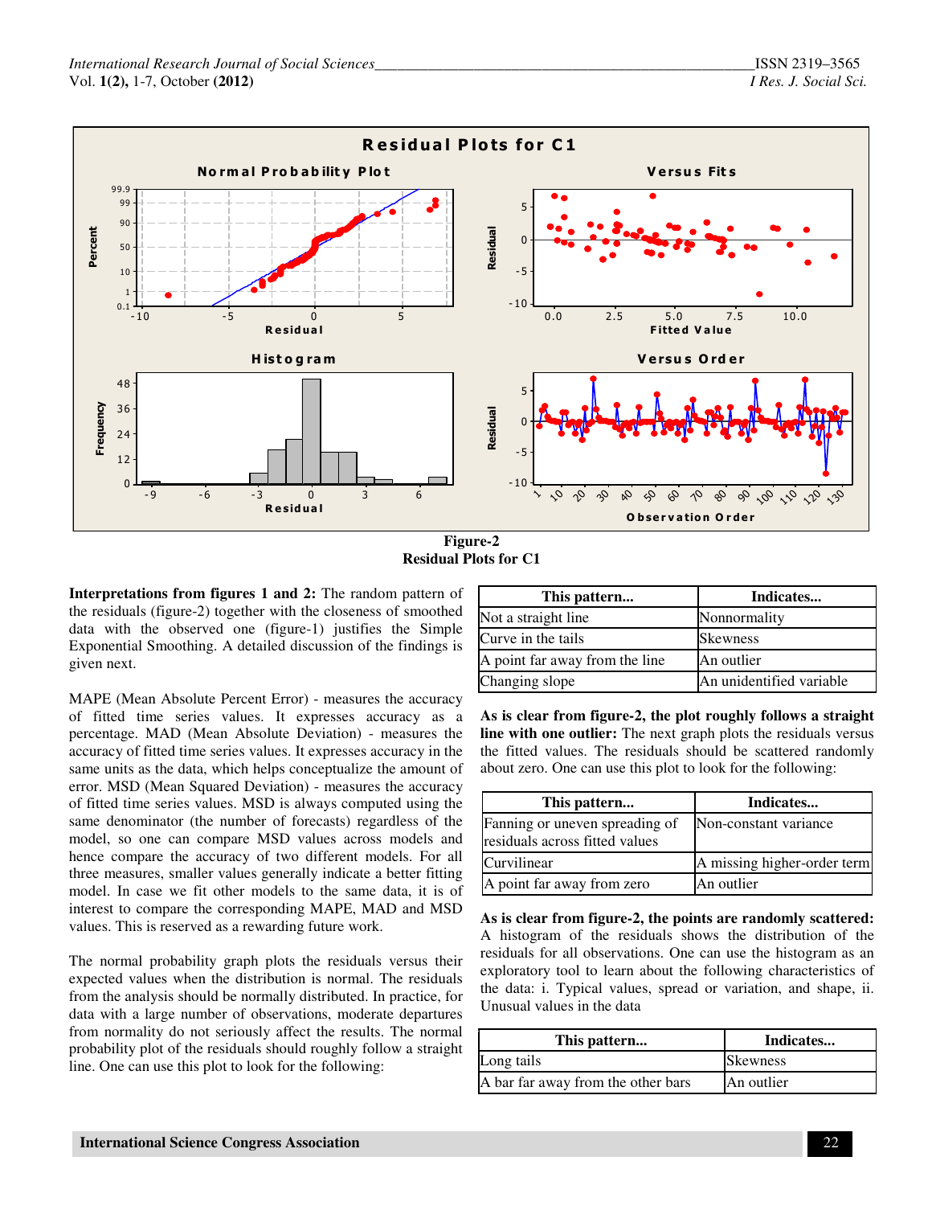Figure-2
**Residual Plots for C1**

**Interpretations from figures 1 and 2:** The random pattern of the residuals (figure-2) together with the closeness of smoothed data with the observed one (figure-1) justifies the Simple Exponential Smoothing. A detailed discussion of the findings is given next.

MAPE (Mean Absolute Percent Error) - measures the accuracy of fitted time series values. It expresses accuracy as a percentage. MAD (Mean Absolute Deviation) - measures the accuracy of fitted time series values. It expresses accuracy in the same units as the data, which helps conceptualize the amount of error. MSD (Mean Squared Deviation) - measures the accuracy of fitted time series values. MSD is always computed using the same denominator (the number of forecasts) regardless of the model, so one can compare MSD values across models and hence compare the accuracy of two different models. For all three measures, smaller values generally indicate a better fitting model. In case we fit other models to the same data, it is of interest to compare the corresponding MAPE, MAD and MSD values. This is reserved as a rewarding future work.

The normal probability graph plots the residuals versus their expected values when the distribution is normal. The residuals from the analysis should be normally distributed. In practice, for data with a large number of observations, moderate departures from normality do not seriously affect the results. The normal probability plot of the residuals should roughly follow a straight line. One can use this plot to look for the following:

| This pattern... | Indicates... |
|---|---|
| Not a straight line | Nonnormality |
| Curve in the tails | Skewness |
| A point far away from the line | An outlier |
| Changing slope | An unidentified variable |

**As is clear from figure-2, the plot roughly follows a straight line with one outlier:** The next graph plots the residuals versus the fitted values. The residuals should be scattered randomly about zero. One can use this plot to look for the following:

| This pattern... | Indicates... |
|---|---|
| Fanning or uneven spreading of residuals across fitted values | Non-constant variance |
| Curvilinear | A missing higher-order term |
| A point far away from zero | An outlier |

**As is clear from figure-2, the points are randomly scattered:** A histogram of the residuals shows the distribution of the residuals for all observations. One can use the histogram as an exploratory tool to learn about the following characteristics of the data: i. Typical values, spread or variation, and shape, ii. Unusual values in the data

| This pattern... | Indicates... |
|---|---|
| Long tails | Skewness |
| A bar far away from the other bars | An outlier |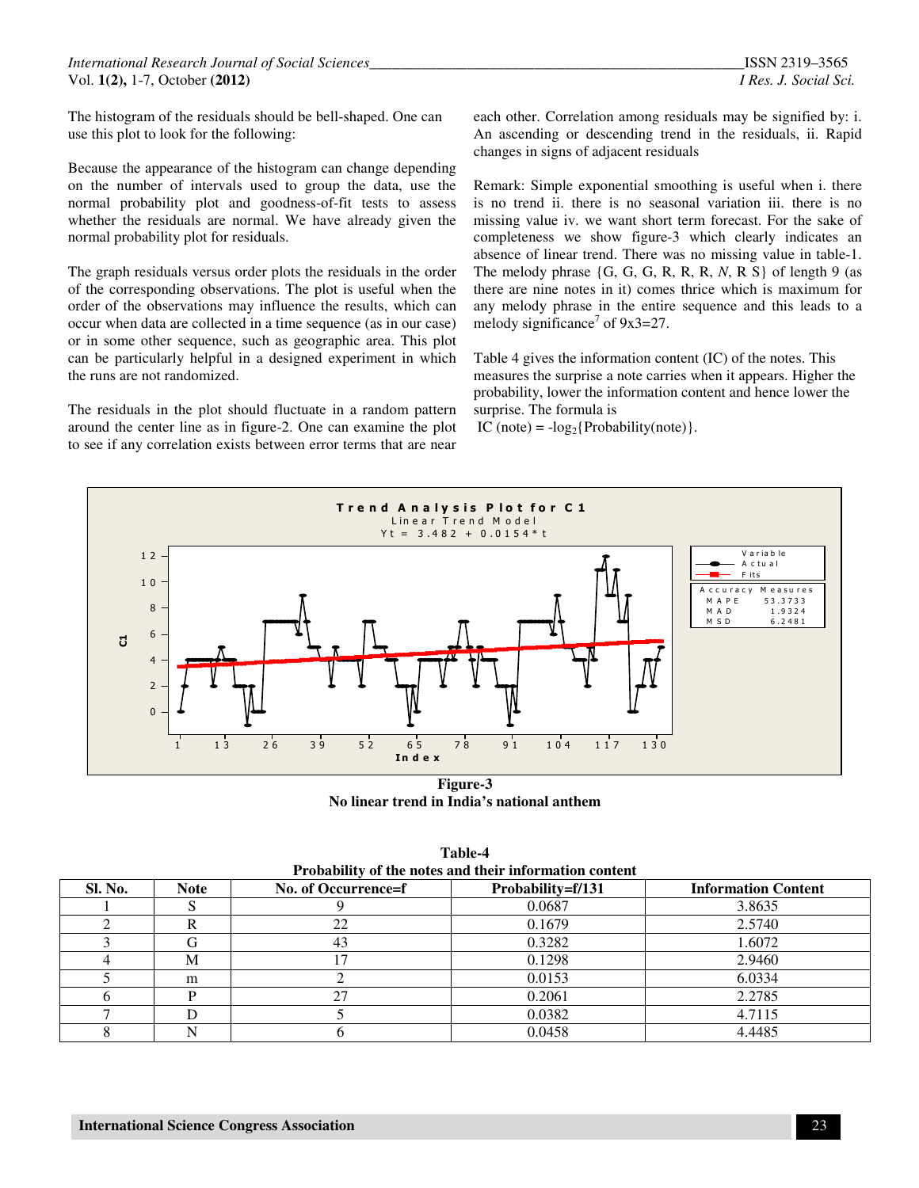The histogram of the residuals should be bell-shaped. One can use this plot to look for the following:

Because the appearance of the histogram can change depending on the number of intervals used to group the data, use the normal probability plot and goodness-of-fit tests to assess whether the residuals are normal. We have already given the normal probability plot for residuals.

The graph residuals versus order plots the residuals in the order of the corresponding observations. The plot is useful when the order of the observations may influence the results, which can occur when data are collected in a time sequence (as in our case) or in some other sequence, such as geographic area. This plot can be particularly helpful in a designed experiment in which the runs are not randomized.

The residuals in the plot should fluctuate in a random pattern around the center line as in figure-2. One can examine the plot to see if any correlation exists between error terms that are near each other. Correlation among residuals may be signified by: i. An ascending or descending trend in the residuals, ii. Rapid changes in signs of adjacent residuals

Remark: Simple exponential smoothing is useful when i. there is no trend ii. there is no seasonal variation iii. there is no missing value iv. we want short term forecast. For the sake of completeness we show figure-3 which clearly indicates an absence of linear trend. There was no missing value in table-1. The melody phrase {G, G, G, R, R, R, *N*, R S} of length 9 (as there are nine notes in it) comes thrice which is maximum for any melody phrase in the entire sequence and this leads to a melody significance[7] of 9x3=27.

Table 4 gives the information content (IC) of the notes. This measures the surprise a note carries when it appears. Higher the probability, lower the information content and hence lower the surprise. The formula is

IC (note) = $-\log_2\{\text{Probability(note)}\}$.

Trend Analysis Plot for C1
Linear Trend Model
Yt = 3.482 + 0.0154*t

Variable
Actual
Fits

Accuracy Measures
MAPE 53.3733
MAD 1.9324
MSD 6.2481

C1
Index

**Figure-3**
**No linear trend in India's national anthem**

**Table-4**
**Probability of the notes and their information content**

| Sl. No. | Note | No. of Occurrence=f | Probability=f/131 | Information Content |
|---|---|---|---|---|
| 1 | S | 9 | 0.0687 | 3.8635 |
| 2 | R | 22 | 0.1679 | 2.5740 |
| 3 | G | 43 | 0.3282 | 1.6072 |
| 4 | M | 17 | 0.1298 | 2.9460 |
| 5 | m | 2 | 0.0153 | 6.0334 |
| 6 | P | 27 | 0.2061 | 2.2785 |
| 7 | D | 5 | 0.0382 | 4.7115 |
| 8 | N | 6 | 0.0458 | 4.4485 |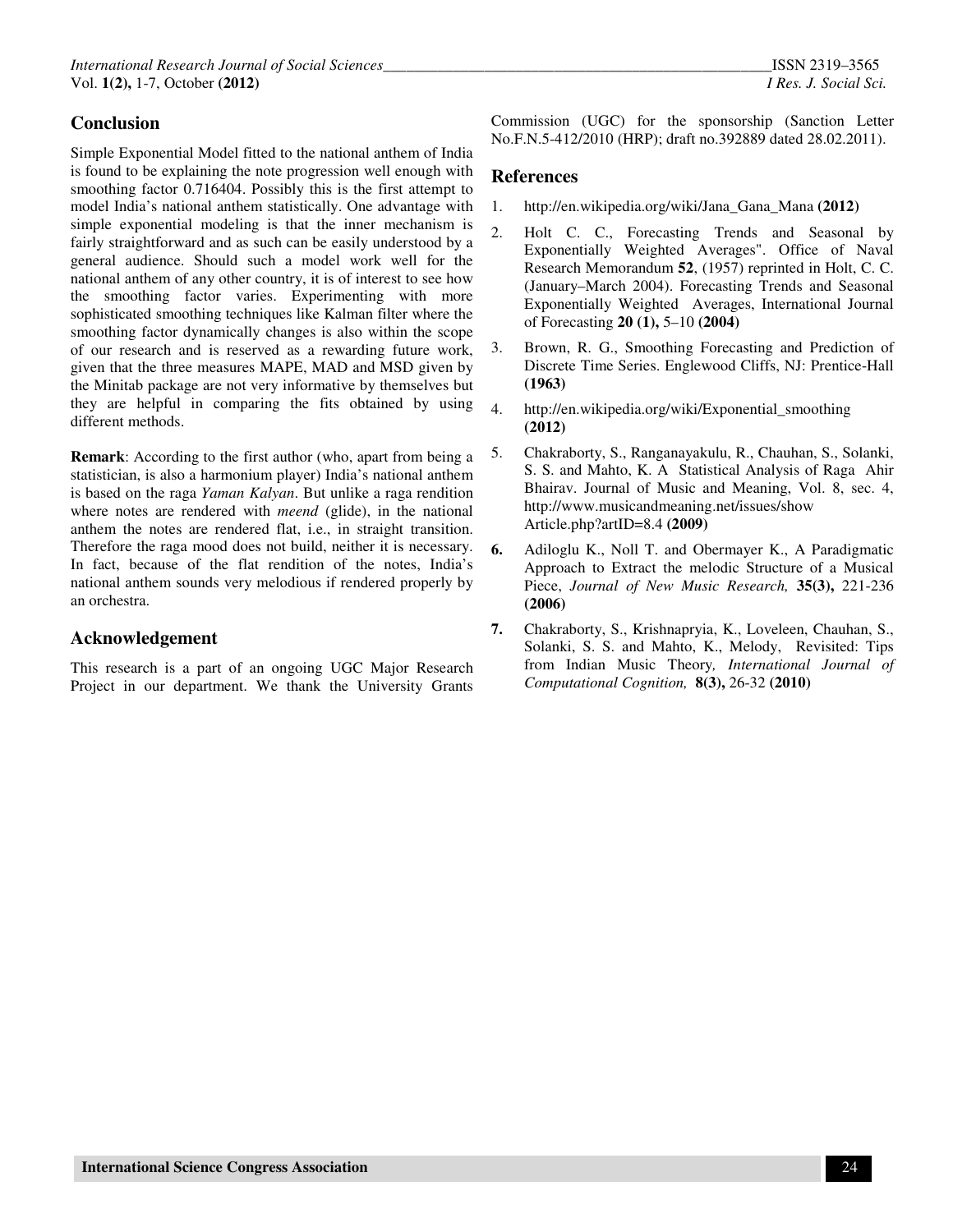## Conclusion

Simple Exponential Model fitted to the national anthem of India is found to be explaining the note progression well enough with smoothing factor 0.716404. Possibly this is the first attempt to model India's national anthem statistically. One advantage with simple exponential modeling is that the inner mechanism is fairly straightforward and as such can be easily understood by a general audience. Should such a model work well for the national anthem of any other country, it is of interest to see how the smoothing factor varies. Experimenting with more sophisticated smoothing techniques like Kalman filter where the smoothing factor dynamically changes is also within the scope of our research and is reserved as a rewarding future work, given that the three measures MAPE, MAD and MSD given by the Minitab package are not very informative by themselves but they are helpful in comparing the fits obtained by using different methods.

**Remark**: According to the first author (who, apart from being a statistician, is also a harmonium player) India's national anthem is based on the raga *Yaman Kalyan*. But unlike a raga rendition where notes are rendered with *meend* (glide), in the national anthem the notes are rendered flat, i.e., in straight transition. Therefore the raga mood does not build, neither it is necessary. In fact, because of the flat rendition of the notes, India's national anthem sounds very melodious if rendered properly by an orchestra.

## Acknowledgement

This research is a part of an ongoing UGC Major Research Project in our department. We thank the University Grants Commission (UGC) for the sponsorship (Sanction Letter No.F.N.5-412/2010 (HRP); draft no.392889 dated 28.02.2011).

## References

1. http://en.wikipedia.org/wiki/Jana_Gana_Mana **(2012)**
2. Holt C. C., Forecasting Trends and Seasonal by Exponentially Weighted Averages". Office of Naval Research Memorandum **52**, (1957) reprinted in Holt, C. C. (January–March 2004). Forecasting Trends and Seasonal Exponentially Weighted Averages, International Journal of Forecasting **20 (1),** 5–10 **(2004)**
3. Brown, R. G., Smoothing Forecasting and Prediction of Discrete Time Series. Englewood Cliffs, NJ: Prentice-Hall **(1963)**
4. http://en.wikipedia.org/wiki/Exponential_smoothing **(2012)**
5. Chakraborty, S., Ranganayakulu, R., Chauhan, S., Solanki, S. S. and Mahto, K. A Statistical Analysis of Raga Ahir Bhairav. Journal of Music and Meaning, Vol. 8, sec. 4, http://www.musicandmeaning.net/issues/show Article.php?artID=8.4 **(2009)**
6. Adiloglu K., Noll T. and Obermayer K., A Paradigmatic Approach to Extract the melodic Structure of a Musical Piece, *Journal of New Music Research,* **35(3),** 221-236 **(2006)**
7. Chakraborty, S., Krishnapryia, K., Loveleen, Chauhan, S., Solanki, S. S. and Mahto, K., Melody, Revisited: Tips from Indian Music Theory*, International Journal of Computational Cognition,* **8(3),** 26-32 **(2010)**